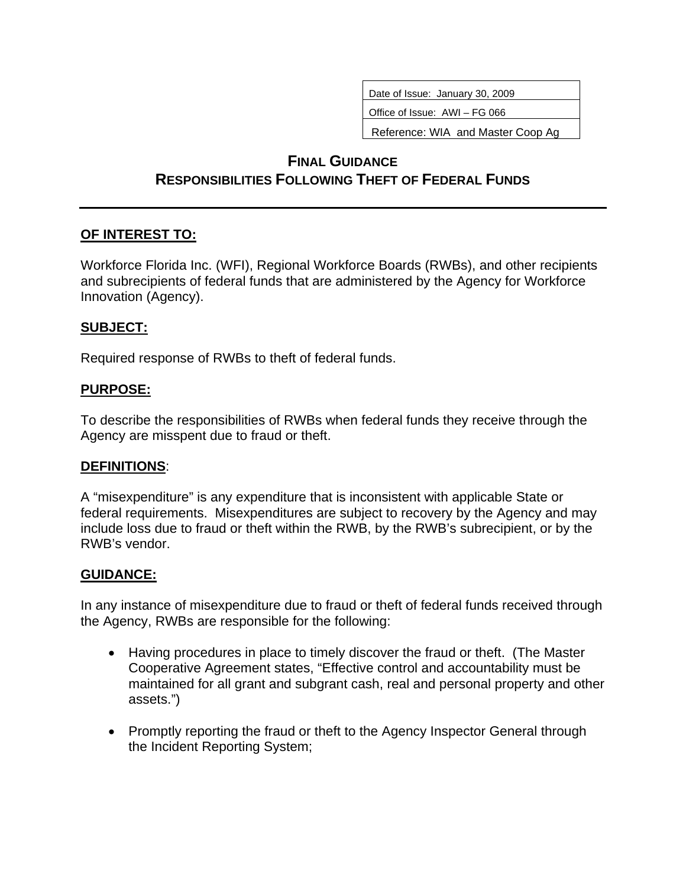| Date of Issue: January 30, 2009 |
|---|
| Office of Issue: AWI – FG 066 |
| Reference: WIA and Master Coop Ag |

# FINAL GUIDANCE
# RESPONSIBILITIES FOLLOWING THEFT OF FEDERAL FUNDS

## OF INTEREST TO:

Workforce Florida Inc. (WFI), Regional Workforce Boards (RWBs), and other recipients and subrecipients of federal funds that are administered by the Agency for Workforce Innovation (Agency).

## SUBJECT:

Required response of RWBs to theft of federal funds.

## PURPOSE:

To describe the responsibilities of RWBs when federal funds they receive through the Agency are misspent due to fraud or theft.

## DEFINITIONS:

A "misexpenditure" is any expenditure that is inconsistent with applicable State or federal requirements. Misexpenditures are subject to recovery by the Agency and may include loss due to fraud or theft within the RWB, by the RWB's subrecipient, or by the RWB's vendor.

## GUIDANCE:

In any instance of misexpenditure due to fraud or theft of federal funds received through the Agency, RWBs are responsible for the following:

- Having procedures in place to timely discover the fraud or theft. (The Master Cooperative Agreement states, "Effective control and accountability must be maintained for all grant and subgrant cash, real and personal property and other assets.")

- Promptly reporting the fraud or theft to the Agency Inspector General through the Incident Reporting System;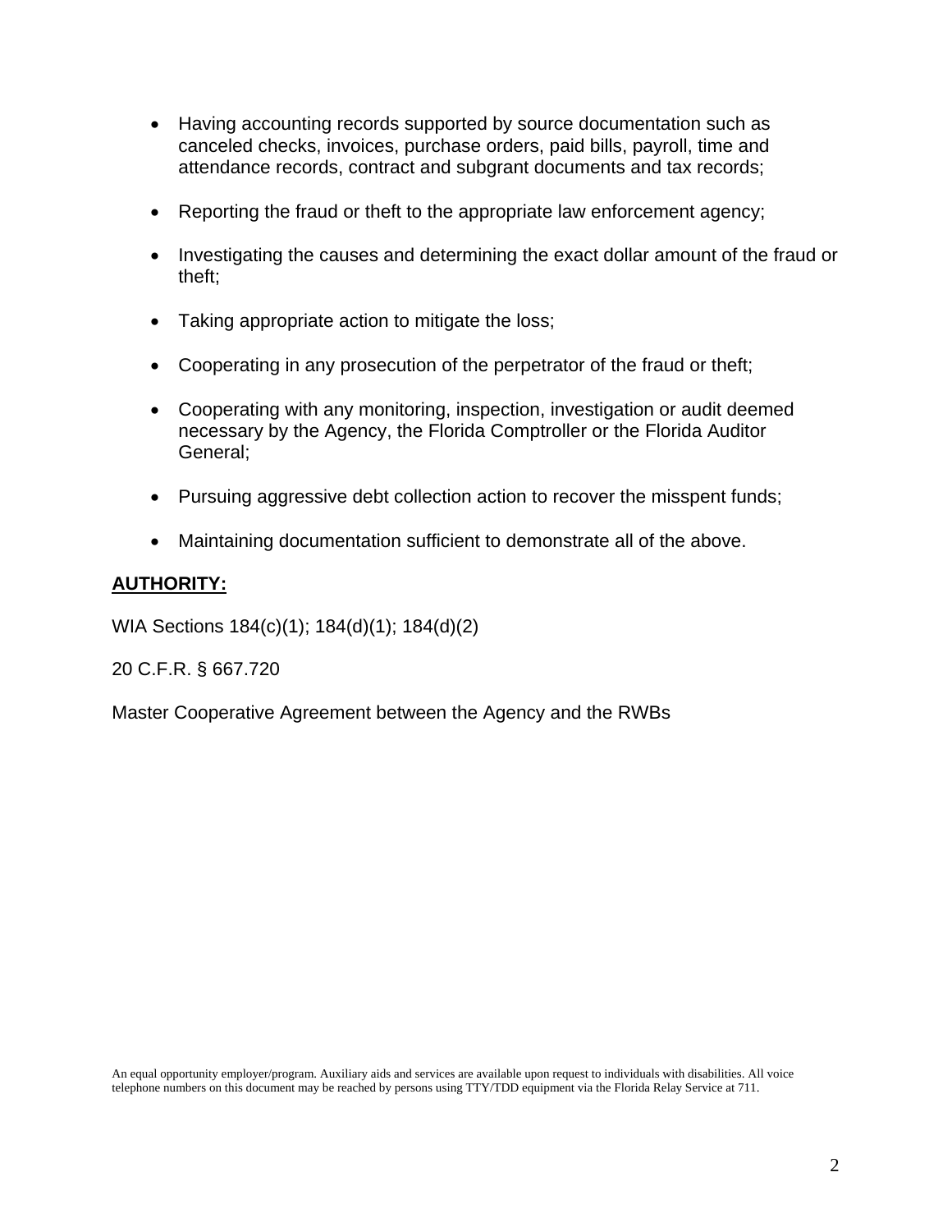- Having accounting records supported by source documentation such as canceled checks, invoices, purchase orders, paid bills, payroll, time and attendance records, contract and subgrant documents and tax records;

- Reporting the fraud or theft to the appropriate law enforcement agency;

- Investigating the causes and determining the exact dollar amount of the fraud or theft;

- Taking appropriate action to mitigate the loss;

- Cooperating in any prosecution of the perpetrator of the fraud or theft;

- Cooperating with any monitoring, inspection, investigation or audit deemed necessary by the Agency, the Florida Comptroller or the Florida Auditor General;

- Pursuing aggressive debt collection action to recover the misspent funds;

- Maintaining documentation sufficient to demonstrate all of the above.

## AUTHORITY:

WIA Sections 184(c)(1); 184(d)(1); 184(d)(2)

20 C.F.R. § 667.720

Master Cooperative Agreement between the Agency and the RWBs

An equal opportunity employer/program. Auxiliary aids and services are available upon request to individuals with disabilities. All voice telephone numbers on this document may be reached by persons using TTY/TDD equipment via the Florida Relay Service at 711.